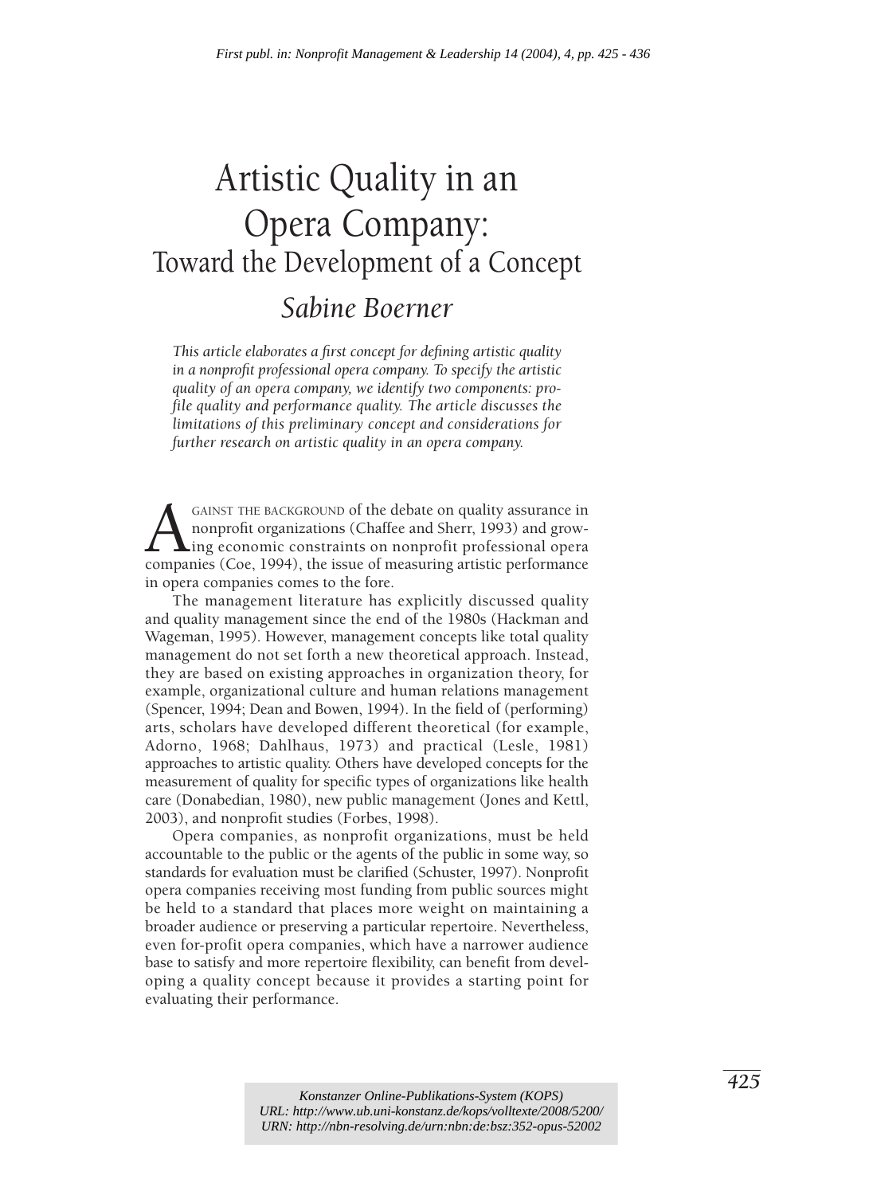# Artistic Quality in an Opera Company: Toward the Development of a Concept

## *Sabine Boerner*

*This article elaborates a first concept for defining artistic quality in a nonprofit professional opera company. To specify the artistic quality of an opera company, we identify two components: profile quality and performance quality. The article discusses the limitations of this preliminary concept and considerations for further research on artistic quality in an opera company.*

Against the background of the debate on quality assurance in nonprofit organizations (Chaffee and Sherr, 1993) and growing economic constraints on nonprofit professional opera companies (Coe, 1994), the issue of measuring artistic performance in opera companies comes to the fore.

The management literature has explicitly discussed quality and quality management since the end of the 1980s (Hackman and Wageman, 1995). However, management concepts like total quality management do not set forth a new theoretical approach. Instead, they are based on existing approaches in organization theory, for example, organizational culture and human relations management (Spencer, 1994; Dean and Bowen, 1994). In the field of (performing) arts, scholars have developed different theoretical (for example, Adorno, 1968; Dahlhaus, 1973) and practical (Lesle, 1981) approaches to artistic quality. Others have developed concepts for the measurement of quality for specific types of organizations like health care (Donabedian, 1980), new public management (Jones and Kettl, 2003), and nonprofit studies (Forbes, 1998).

Opera companies, as nonprofit organizations, must be held accountable to the public or the agents of the public in some way, so standards for evaluation must be clarified (Schuster, 1997). Nonprofit opera companies receiving most funding from public sources might be held to a standard that places more weight on maintaining a broader audience or preserving a particular repertoire. Nevertheless, even for-profit opera companies, which have a narrower audience base to satisfy and more repertoire flexibility, can benefit from developing a quality concept because it provides a starting point for evaluating their performance.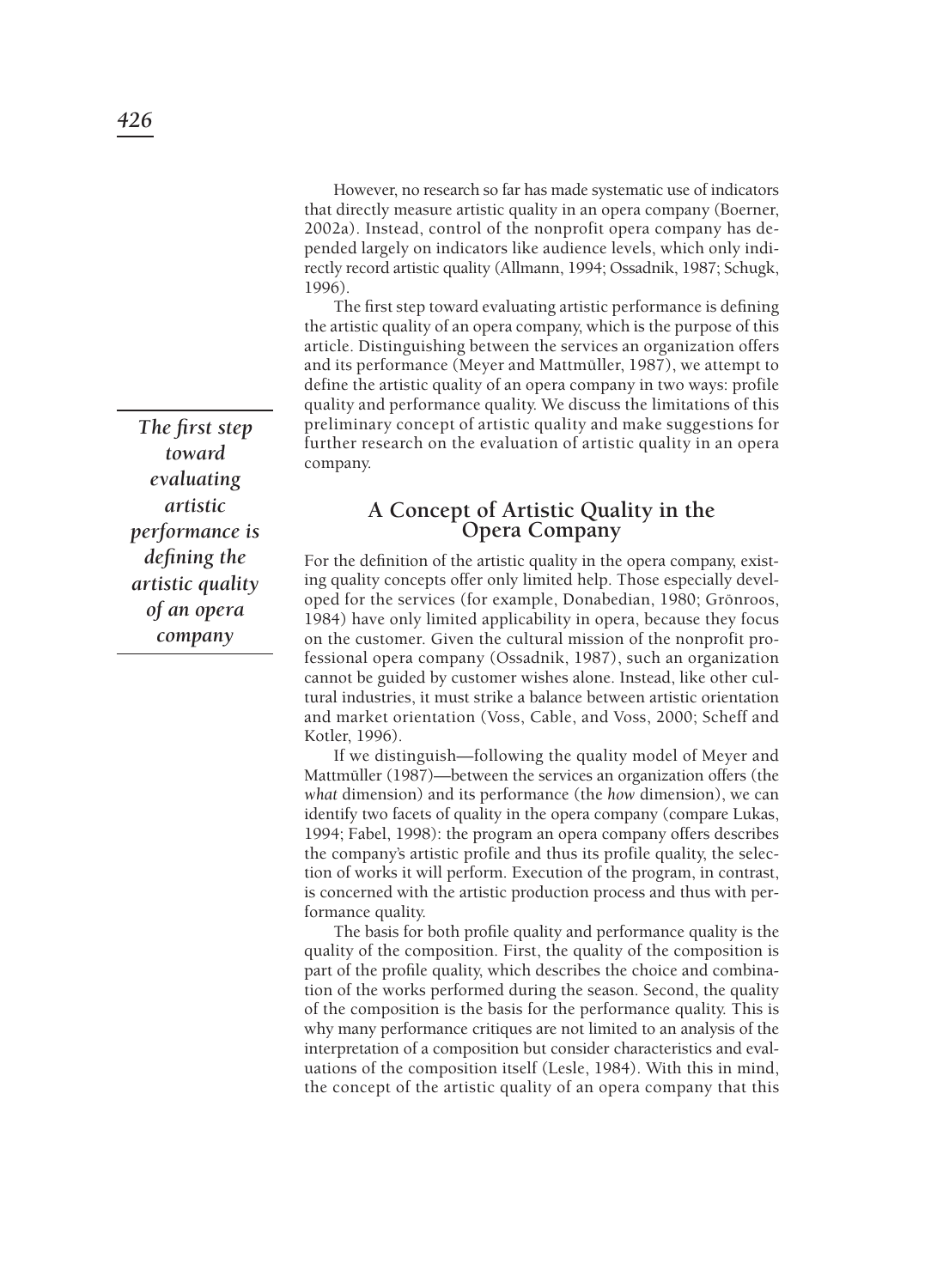However, no research so far has made systematic use of indicators that directly measure artistic quality in an opera company (Boerner, 2002a). Instead, control of the nonprofit opera company has depended largely on indicators like audience levels, which only indirectly record artistic quality (Allmann, 1994; Ossadnik, 1987; Schugk, 1996).

The first step toward evaluating artistic performance is defining the artistic quality of an opera company, which is the purpose of this article. Distinguishing between the services an organization offers and its performance (Meyer and Mattmüller, 1987), we attempt to define the artistic quality of an opera company in two ways: profile quality and performance quality. We discuss the limitations of this preliminary concept of artistic quality and make suggestions for further research on the evaluation of artistic quality in an opera company.

> ***The first step toward evaluating artistic performance is defining the artistic quality of an opera company***

## A Concept of Artistic Quality in the Opera Company

For the definition of the artistic quality in the opera company, existing quality concepts offer only limited help. Those especially developed for the services (for example, Donabedian, 1980; Grönroos, 1984) have only limited applicability in opera, because they focus on the customer. Given the cultural mission of the nonprofit professional opera company (Ossadnik, 1987), such an organization cannot be guided by customer wishes alone. Instead, like other cultural industries, it must strike a balance between artistic orientation and market orientation (Voss, Cable, and Voss, 2000; Scheff and Kotler, 1996).

If we distinguish—following the quality model of Meyer and Mattmüller (1987)—between the services an organization offers (the *what* dimension) and its performance (the *how* dimension), we can identify two facets of quality in the opera company (compare Lukas, 1994; Fabel, 1998): the program an opera company offers describes the company's artistic profile and thus its profile quality, the selection of works it will perform. Execution of the program, in contrast, is concerned with the artistic production process and thus with performance quality.

The basis for both profile quality and performance quality is the quality of the composition. First, the quality of the composition is part of the profile quality, which describes the choice and combination of the works performed during the season. Second, the quality of the composition is the basis for the performance quality. This is why many performance critiques are not limited to an analysis of the interpretation of a composition but consider characteristics and evaluations of the composition itself (Lesle, 1984). With this in mind, the concept of the artistic quality of an opera company that this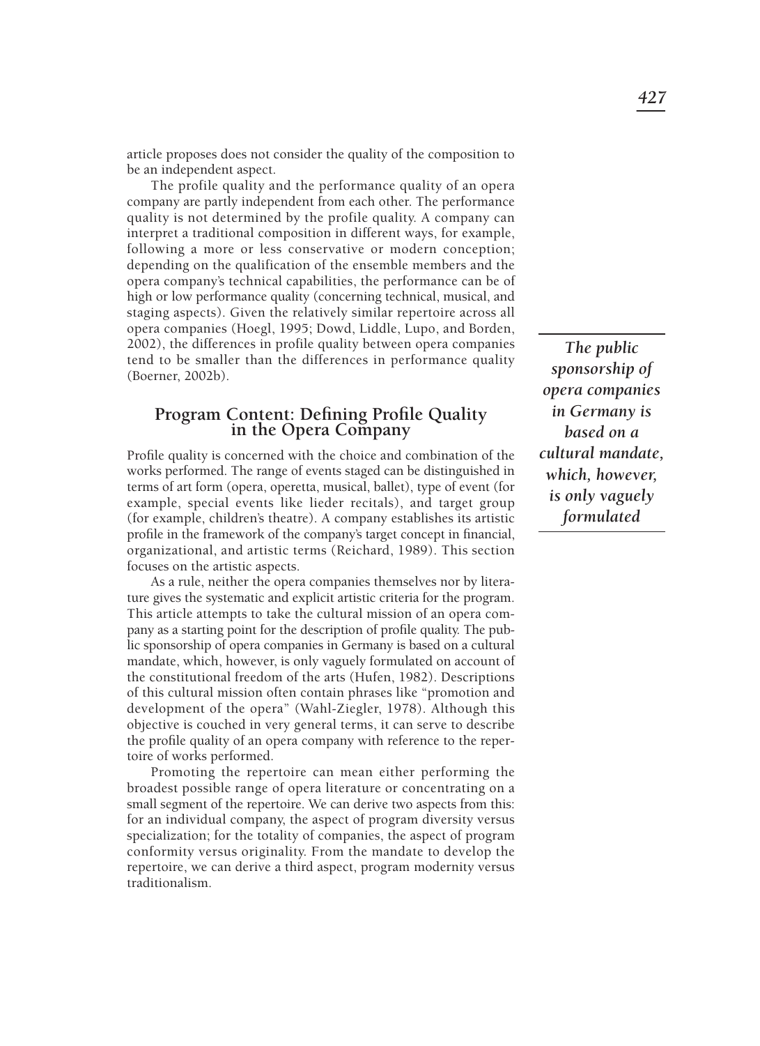article proposes does not consider the quality of the composition to be an independent aspect.

The profile quality and the performance quality of an opera company are partly independent from each other. The performance quality is not determined by the profile quality. A company can interpret a traditional composition in different ways, for example, following a more or less conservative or modern conception; depending on the qualification of the ensemble members and the opera company's technical capabilities, the performance can be of high or low performance quality (concerning technical, musical, and staging aspects). Given the relatively similar repertoire across all opera companies (Hoegl, 1995; Dowd, Liddle, Lupo, and Borden, 2002), the differences in profile quality between opera companies tend to be smaller than the differences in performance quality (Boerner, 2002b).

## Program Content: Defining Profile Quality in the Opera Company

Profile quality is concerned with the choice and combination of the works performed. The range of events staged can be distinguished in terms of art form (opera, operetta, musical, ballet), type of event (for example, special events like lieder recitals), and target group (for example, children's theatre). A company establishes its artistic profile in the framework of the company's target concept in financial, organizational, and artistic terms (Reichard, 1989). This section focuses on the artistic aspects.

As a rule, neither the opera companies themselves nor by literature gives the systematic and explicit artistic criteria for the program. This article attempts to take the cultural mission of an opera company as a starting point for the description of profile quality. The public sponsorship of opera companies in Germany is based on a cultural mandate, which, however, is only vaguely formulated on account of the constitutional freedom of the arts (Hufen, 1982). Descriptions of this cultural mission often contain phrases like "promotion and development of the opera" (Wahl-Ziegler, 1978). Although this objective is couched in very general terms, it can serve to describe the profile quality of an opera company with reference to the repertoire of works performed.

***The public sponsorship of opera companies in Germany is based on a cultural mandate, which, however, is only vaguely formulated***

Promoting the repertoire can mean either performing the broadest possible range of opera literature or concentrating on a small segment of the repertoire. We can derive two aspects from this: for an individual company, the aspect of program diversity versus specialization; for the totality of companies, the aspect of program conformity versus originality. From the mandate to develop the repertoire, we can derive a third aspect, program modernity versus traditionalism.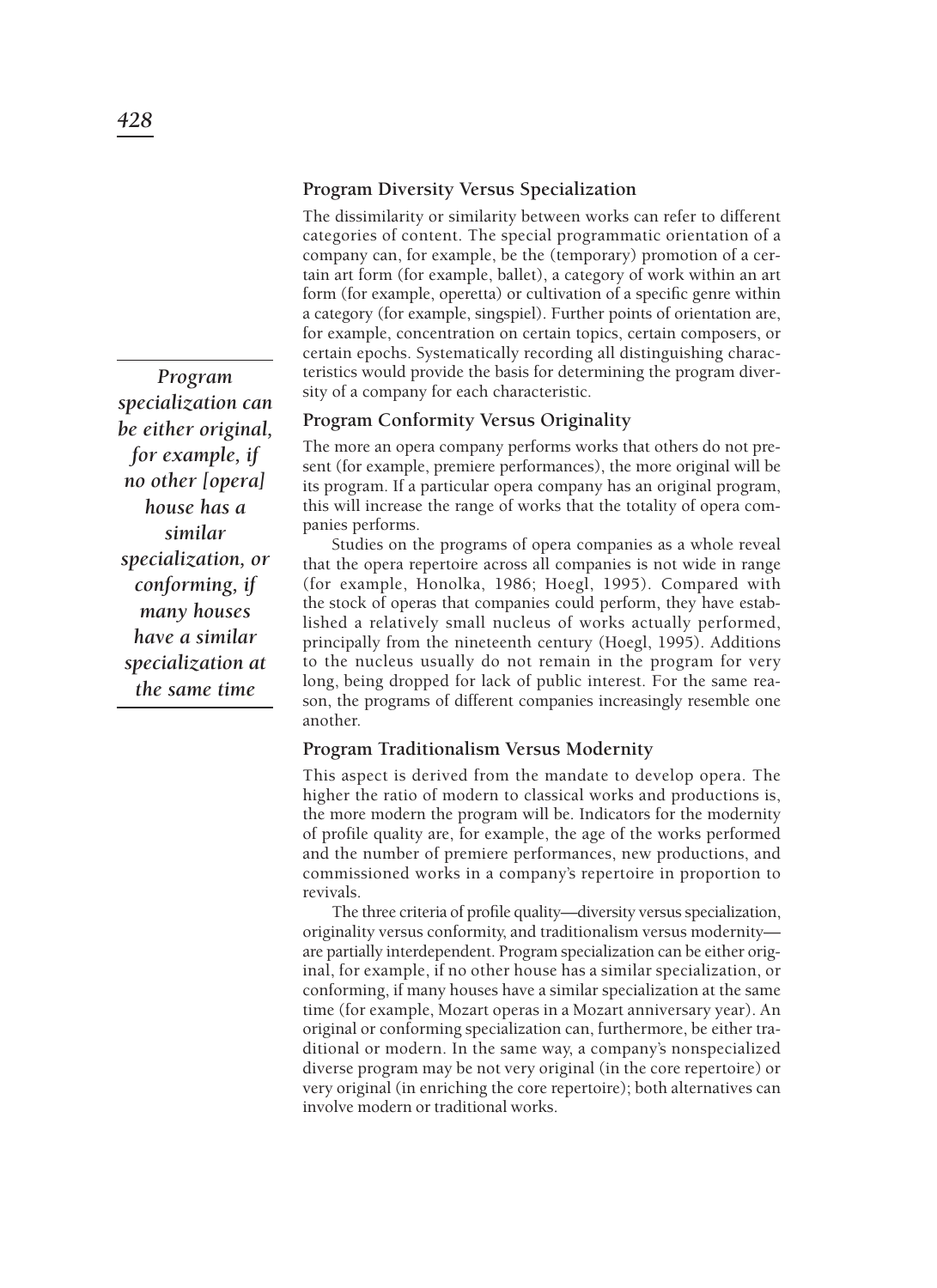### Program Diversity Versus Specialization

The dissimilarity or similarity between works can refer to different categories of content. The special programmatic orientation of a company can, for example, be the (temporary) promotion of a certain art form (for example, ballet), a category of work within an art form (for example, operetta) or cultivation of a specific genre within a category (for example, singspiel). Further points of orientation are, for example, concentration on certain topics, certain composers, or certain epochs. Systematically recording all distinguishing characteristics would provide the basis for determining the program diversity of a company for each characteristic.

*Program specialization can be either original, for example, if no other [opera] house has a similar specialization, or conforming, if many houses have a similar specialization at the same time*

### Program Conformity Versus Originality

The more an opera company performs works that others do not present (for example, premiere performances), the more original will be its program. If a particular opera company has an original program, this will increase the range of works that the totality of opera companies performs.

Studies on the programs of opera companies as a whole reveal that the opera repertoire across all companies is not wide in range (for example, Honolka, 1986; Hoegl, 1995). Compared with the stock of operas that companies could perform, they have established a relatively small nucleus of works actually performed, principally from the nineteenth century (Hoegl, 1995). Additions to the nucleus usually do not remain in the program for very long, being dropped for lack of public interest. For the same reason, the programs of different companies increasingly resemble one another.

### Program Traditionalism Versus Modernity

This aspect is derived from the mandate to develop opera. The higher the ratio of modern to classical works and productions is, the more modern the program will be. Indicators for the modernity of profile quality are, for example, the age of the works performed and the number of premiere performances, new productions, and commissioned works in a company's repertoire in proportion to revivals.

The three criteria of profile quality—diversity versus specialization, originality versus conformity, and traditionalism versus modernity—are partially interdependent. Program specialization can be either original, for example, if no other house has a similar specialization, or conforming, if many houses have a similar specialization at the same time (for example, Mozart operas in a Mozart anniversary year). An original or conforming specialization can, furthermore, be either traditional or modern. In the same way, a company's nonspecialized diverse program may be not very original (in the core repertoire) or very original (in enriching the core repertoire); both alternatives can involve modern or traditional works.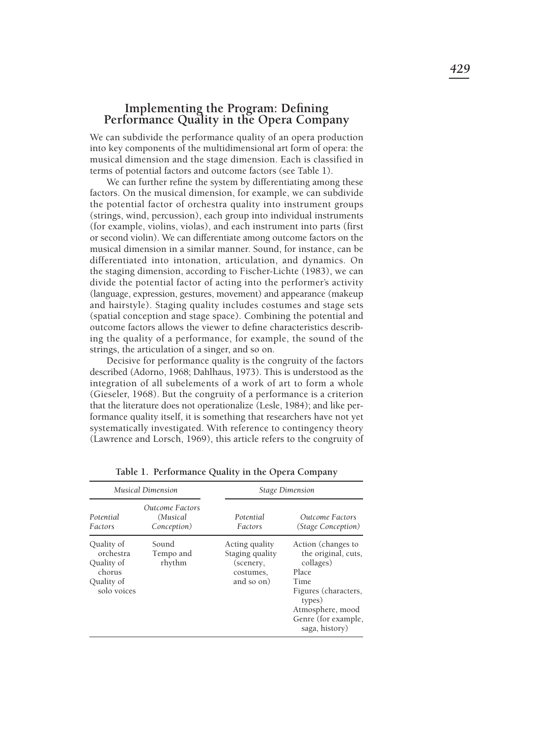## Implementing the Program: Defining Performance Quality in the Opera Company

We can subdivide the performance quality of an opera production into key components of the multidimensional art form of opera: the musical dimension and the stage dimension. Each is classified in terms of potential factors and outcome factors (see Table 1).

We can further refine the system by differentiating among these factors. On the musical dimension, for example, we can subdivide the potential factor of orchestra quality into instrument groups (strings, wind, percussion), each group into individual instruments (for example, violins, violas), and each instrument into parts (first or second violin). We can differentiate among outcome factors on the musical dimension in a similar manner. Sound, for instance, can be differentiated into intonation, articulation, and dynamics. On the staging dimension, according to Fischer-Lichte (1983), we can divide the potential factor of acting into the performer's activity (language, expression, gestures, movement) and appearance (makeup and hairstyle). Staging quality includes costumes and stage sets (spatial conception and stage space). Combining the potential and outcome factors allows the viewer to define characteristics describing the quality of a performance, for example, the sound of the strings, the articulation of a singer, and so on.

Decisive for performance quality is the congruity of the factors described (Adorno, 1968; Dahlhaus, 1973). This is understood as the integration of all subelements of a work of art to form a whole (Gieseler, 1968). But the congruity of a performance is a criterion that the literature does not operationalize (Lesle, 1984); and like performance quality itself, it is something that researchers have not yet systematically investigated. With reference to contingency theory (Lawrence and Lorsch, 1969), this article refers to the congruity of

**Table 1. Performance Quality in the Opera Company**

| *Musical Dimension* | | *Stage Dimension* | |
|---|---|---|---|
| *Potential Factors* | *Outcome Factors (Musical Conception)* | *Potential Factors* | *Outcome Factors (Stage Conception)* |
| Quality of orchestra<br>Quality of chorus<br>Quality of solo voices | Sound<br>Tempo and rhythm | Acting quality<br>Staging quality (scenery, costumes, and so on) | Action (changes to the original, cuts, collages)<br>Place<br>Time<br>Figures (characters, types)<br>Atmosphere, mood<br>Genre (for example, saga, history) |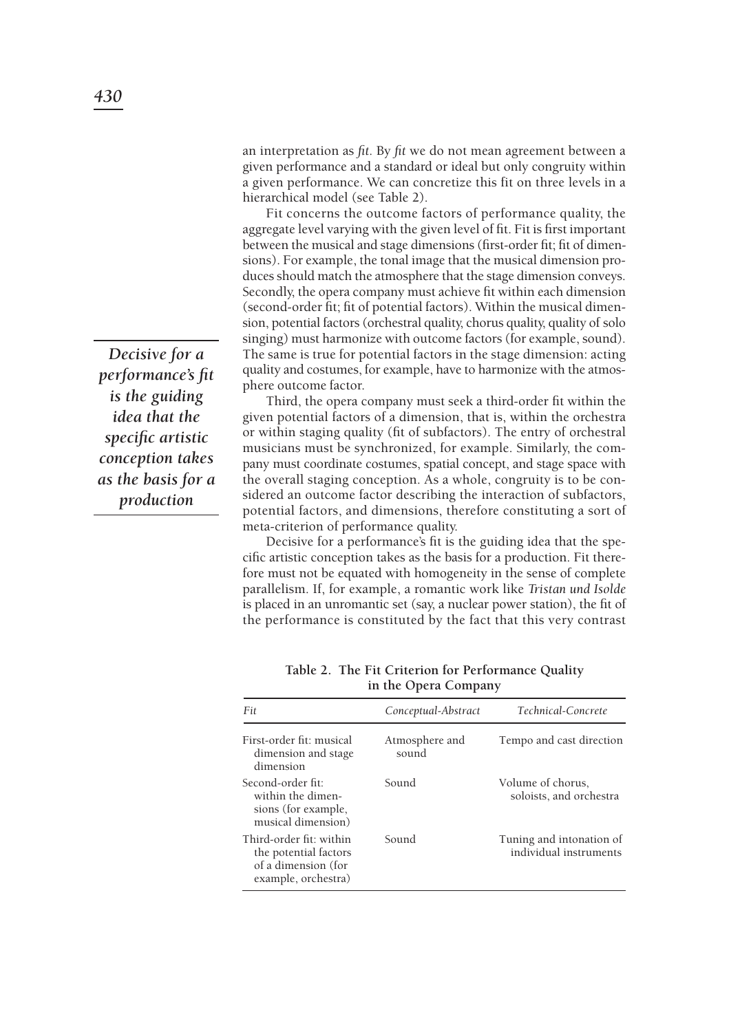an interpretation as *fit*. By *fit* we do not mean agreement between a given performance and a standard or ideal but only congruity within a given performance. We can concretize this fit on three levels in a hierarchical model (see Table 2).

Fit concerns the outcome factors of performance quality, the aggregate level varying with the given level of fit. Fit is first important between the musical and stage dimensions (first-order fit; fit of dimensions). For example, the tonal image that the musical dimension produces should match the atmosphere that the stage dimension conveys. Secondly, the opera company must achieve fit within each dimension (second-order fit; fit of potential factors). Within the musical dimension, potential factors (orchestral quality, chorus quality, quality of solo singing) must harmonize with outcome factors (for example, sound). The same is true for potential factors in the stage dimension: acting quality and costumes, for example, have to harmonize with the atmosphere outcome factor.

Third, the opera company must seek a third-order fit within the given potential factors of a dimension, that is, within the orchestra or within staging quality (fit of subfactors). The entry of orchestral musicians must be synchronized, for example. Similarly, the company must coordinate costumes, spatial concept, and stage space with the overall staging conception. As a whole, congruity is to be considered an outcome factor describing the interaction of subfactors, potential factors, and dimensions, therefore constituting a sort of meta-criterion of performance quality.

***Decisive for a performance's fit is the guiding idea that the specific artistic conception takes as the basis for a production***

Decisive for a performance's fit is the guiding idea that the specific artistic conception takes as the basis for a production. Fit therefore must not be equated with homogeneity in the sense of complete parallelism. If, for example, a romantic work like *Tristan und Isolde* is placed in an unromantic set (say, a nuclear power station), the fit of the performance is constituted by the fact that this very contrast

**Table 2. The Fit Criterion for Performance Quality in the Opera Company**

| *Fit* | *Conceptual-Abstract* | *Technical-Concrete* |
|---|---|---|
| First-order fit: musical dimension and stage dimension | Atmosphere and sound | Tempo and cast direction |
| Second-order fit: within the dimensions (for example, musical dimension) | Sound | Volume of chorus, soloists, and orchestra |
| Third-order fit: within the potential factors of a dimension (for example, orchestra) | Sound | Tuning and intonation of individual instruments |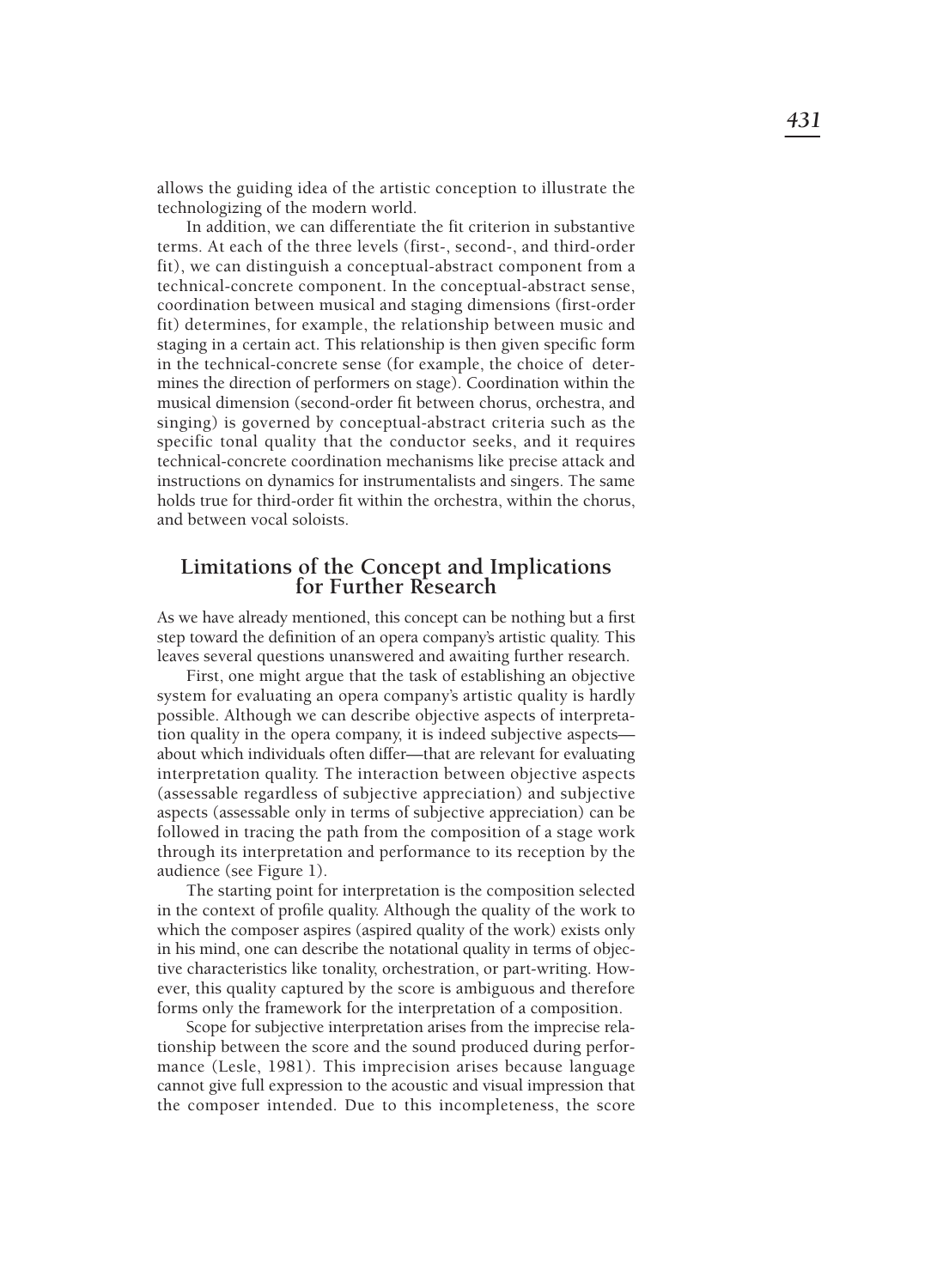allows the guiding idea of the artistic conception to illustrate the technologizing of the modern world.

In addition, we can differentiate the fit criterion in substantive terms. At each of the three levels (first-, second-, and third-order fit), we can distinguish a conceptual-abstract component from a technical-concrete component. In the conceptual-abstract sense, coordination between musical and staging dimensions (first-order fit) determines, for example, the relationship between music and staging in a certain act. This relationship is then given specific form in the technical-concrete sense (for example, the choice of  determines the direction of performers on stage). Coordination within the musical dimension (second-order fit between chorus, orchestra, and singing) is governed by conceptual-abstract criteria such as the specific tonal quality that the conductor seeks, and it requires technical-concrete coordination mechanisms like precise attack and instructions on dynamics for instrumentalists and singers. The same holds true for third-order fit within the orchestra, within the chorus, and between vocal soloists.

## Limitations of the Concept and Implications for Further Research

As we have already mentioned, this concept can be nothing but a first step toward the definition of an opera company's artistic quality. This leaves several questions unanswered and awaiting further research.

First, one might argue that the task of establishing an objective system for evaluating an opera company's artistic quality is hardly possible. Although we can describe objective aspects of interpretation quality in the opera company, it is indeed subjective aspects—about which individuals often differ—that are relevant for evaluating interpretation quality. The interaction between objective aspects (assessable regardless of subjective appreciation) and subjective aspects (assessable only in terms of subjective appreciation) can be followed in tracing the path from the composition of a stage work through its interpretation and performance to its reception by the audience (see Figure 1).

The starting point for interpretation is the composition selected in the context of profile quality. Although the quality of the work to which the composer aspires (aspired quality of the work) exists only in his mind, one can describe the notational quality in terms of objective characteristics like tonality, orchestration, or part-writing. However, this quality captured by the score is ambiguous and therefore forms only the framework for the interpretation of a composition.

Scope for subjective interpretation arises from the imprecise relationship between the score and the sound produced during performance (Lesle, 1981). This imprecision arises because language cannot give full expression to the acoustic and visual impression that the composer intended. Due to this incompleteness, the score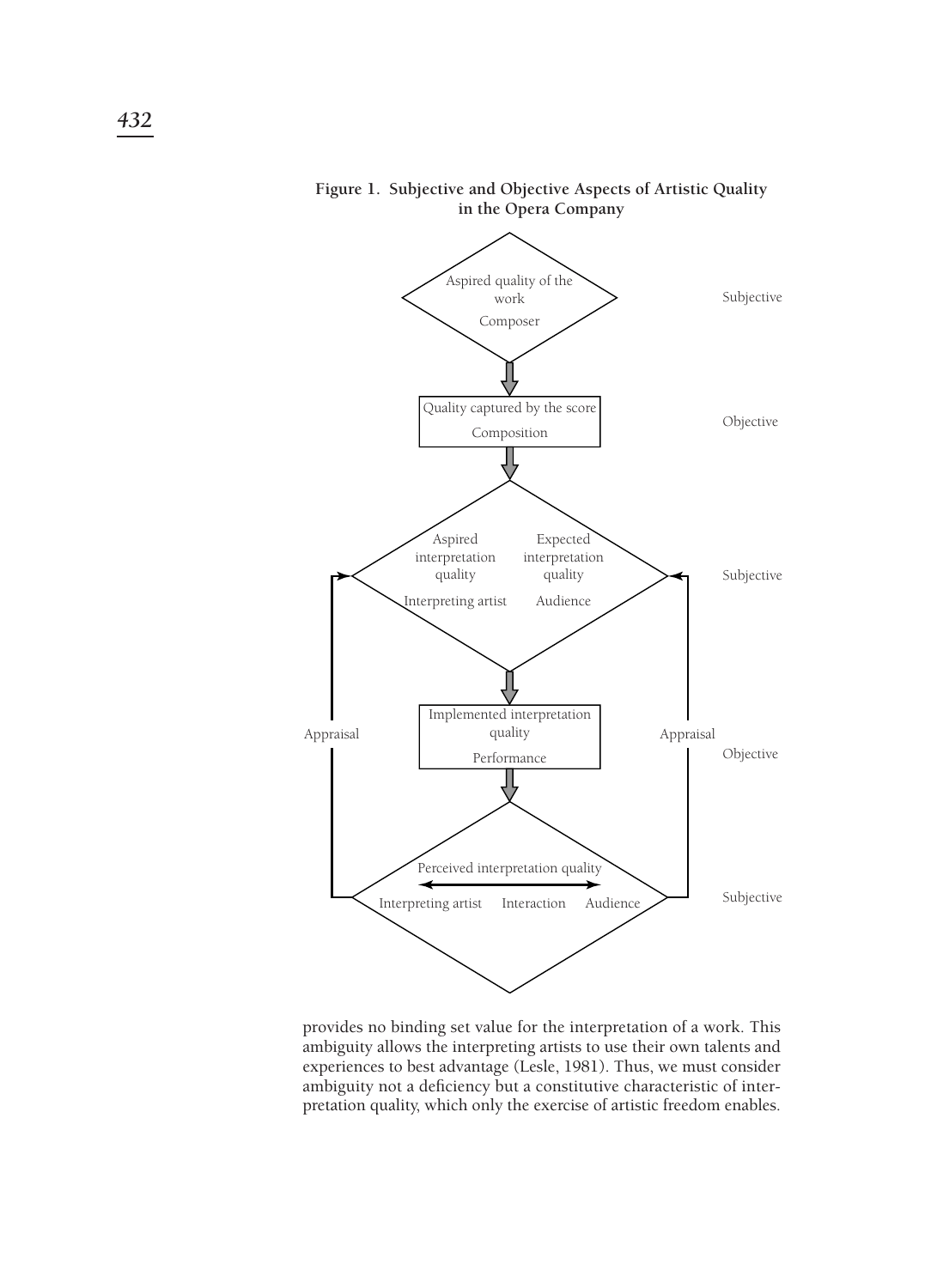**Figure 1. Subjective and Objective Aspects of Artistic Quality in the Opera Company**

Aspired quality of the work
Composer
Subjective

Quality captured by the score
Composition
Objective

Aspired interpretation quality
Interpreting artist
Expected interpretation quality
Audience
Subjective

Implemented interpretation quality
Performance
Objective

Appraisal
Appraisal

Perceived interpretation quality
Interpreting artist ⟷ Interaction ⟷ Audience
Subjective

provides no binding set value for the interpretation of a work. This ambiguity allows the interpreting artists to use their own talents and experiences to best advantage (Lesle, 1981). Thus, we must consider ambiguity not a deficiency but a constitutive characteristic of interpretation quality, which only the exercise of artistic freedom enables.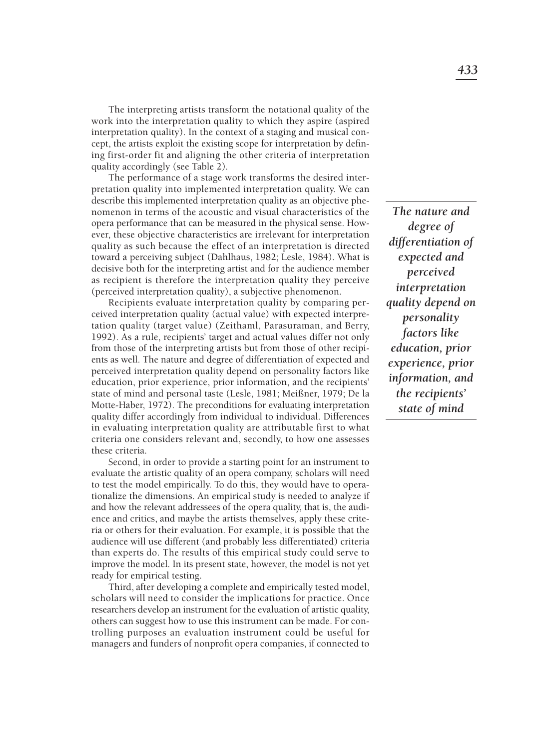The interpreting artists transform the notational quality of the work into the interpretation quality to which they aspire (aspired interpretation quality). In the context of a staging and musical concept, the artists exploit the existing scope for interpretation by defining first-order fit and aligning the other criteria of interpretation quality accordingly (see Table 2).

The performance of a stage work transforms the desired interpretation quality into implemented interpretation quality. We can describe this implemented interpretation quality as an objective phenomenon in terms of the acoustic and visual characteristics of the opera performance that can be measured in the physical sense. However, these objective characteristics are irrelevant for interpretation quality as such because the effect of an interpretation is directed toward a perceiving subject (Dahlhaus, 1982; Lesle, 1984). What is decisive both for the interpreting artist and for the audience member as recipient is therefore the interpretation quality they perceive (perceived interpretation quality), a subjective phenomenon.

Recipients evaluate interpretation quality by comparing perceived interpretation quality (actual value) with expected interpretation quality (target value) (Zeithaml, Parasuraman, and Berry, 1992). As a rule, recipients' target and actual values differ not only from those of the interpreting artists but from those of other recipients as well. The nature and degree of differentiation of expected and perceived interpretation quality depend on personality factors like education, prior experience, prior information, and the recipients' state of mind and personal taste (Lesle, 1981; Meißner, 1979; De la Motte-Haber, 1972). The preconditions for evaluating interpretation quality differ accordingly from individual to individual. Differences in evaluating interpretation quality are attributable first to what criteria one considers relevant and, secondly, to how one assesses these criteria.

> ***The nature and degree of differentiation of expected and perceived interpretation quality depend on personality factors like education, prior experience, prior information, and the recipients' state of mind***

Second, in order to provide a starting point for an instrument to evaluate the artistic quality of an opera company, scholars will need to test the model empirically. To do this, they would have to operationalize the dimensions. An empirical study is needed to analyze if and how the relevant addressees of the opera quality, that is, the audience and critics, and maybe the artists themselves, apply these criteria or others for their evaluation. For example, it is possible that the audience will use different (and probably less differentiated) criteria than experts do. The results of this empirical study could serve to improve the model. In its present state, however, the model is not yet ready for empirical testing.

Third, after developing a complete and empirically tested model, scholars will need to consider the implications for practice. Once researchers develop an instrument for the evaluation of artistic quality, others can suggest how to use this instrument can be made. For controlling purposes an evaluation instrument could be useful for managers and funders of nonprofit opera companies, if connected to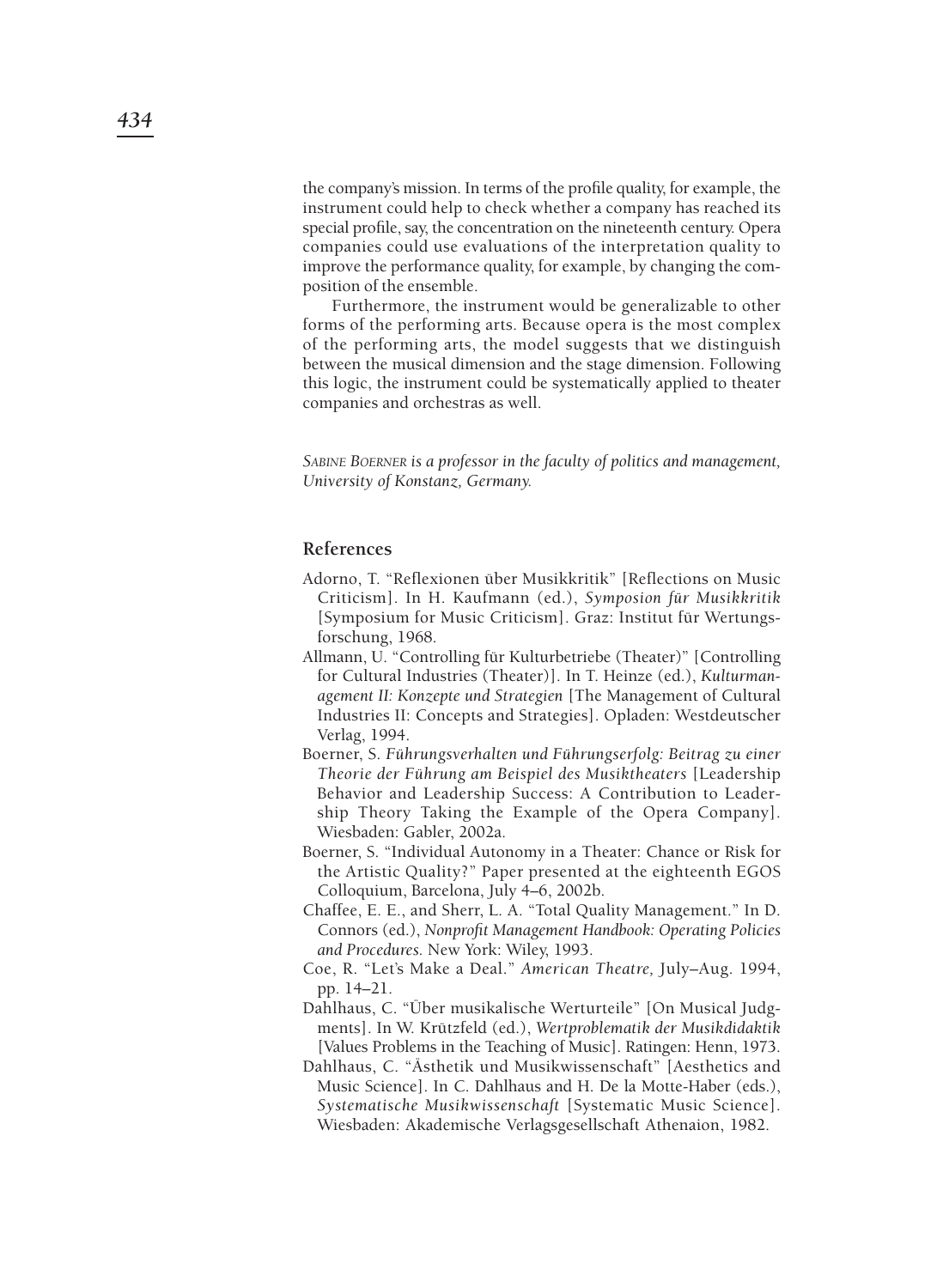the company's mission. In terms of the profile quality, for example, the instrument could help to check whether a company has reached its special profile, say, the concentration on the nineteenth century. Opera companies could use evaluations of the interpretation quality to improve the performance quality, for example, by changing the composition of the ensemble.

Furthermore, the instrument would be generalizable to other forms of the performing arts. Because opera is the most complex of the performing arts, the model suggests that we distinguish between the musical dimension and the stage dimension. Following this logic, the instrument could be systematically applied to theater companies and orchestras as well.

*Sabine Boerner is a professor in the faculty of politics and management, University of Konstanz, Germany.*

## References

Adorno, T. "Reflexionen über Musikkritik" [Reflections on Music Criticism]. In H. Kaufmann (ed.), *Symposion für Musikkritik* [Symposium for Music Criticism]. Graz: Institut für Wertungsforschung, 1968.

Allmann, U. "Controlling für Kulturbetriebe (Theater)" [Controlling for Cultural Industries (Theater)]. In T. Heinze (ed.), *Kulturmanagement II: Konzepte und Strategien* [The Management of Cultural Industries II: Concepts and Strategies]. Opladen: Westdeutscher Verlag, 1994.

Boerner, S. *Führungsverhalten und Führungserfolg: Beitrag zu einer Theorie der Führung am Beispiel des Musiktheaters* [Leadership Behavior and Leadership Success: A Contribution to Leadership Theory Taking the Example of the Opera Company]. Wiesbaden: Gabler, 2002a.

Boerner, S. "Individual Autonomy in a Theater: Chance or Risk for the Artistic Quality?" Paper presented at the eighteenth EGOS Colloquium, Barcelona, July 4–6, 2002b.

Chaffee, E. E., and Sherr, L. A. "Total Quality Management." In D. Connors (ed.), *Nonprofit Management Handbook: Operating Policies and Procedures.* New York: Wiley, 1993.

Coe, R. "Let's Make a Deal." *American Theatre,* July–Aug. 1994, pp. 14–21.

Dahlhaus, C. "Über musikalische Werturteile" [On Musical Judgments]. In W. Krützfeld (ed.), *Wertproblematik der Musikdidaktik* [Values Problems in the Teaching of Music]. Ratingen: Henn, 1973.

Dahlhaus, C. "Ästhetik und Musikwissenschaft" [Aesthetics and Music Science]. In C. Dahlhaus and H. De la Motte-Haber (eds.), *Systematische Musikwissenschaft* [Systematic Music Science]. Wiesbaden: Akademische Verlagsgesellschaft Athenaion, 1982.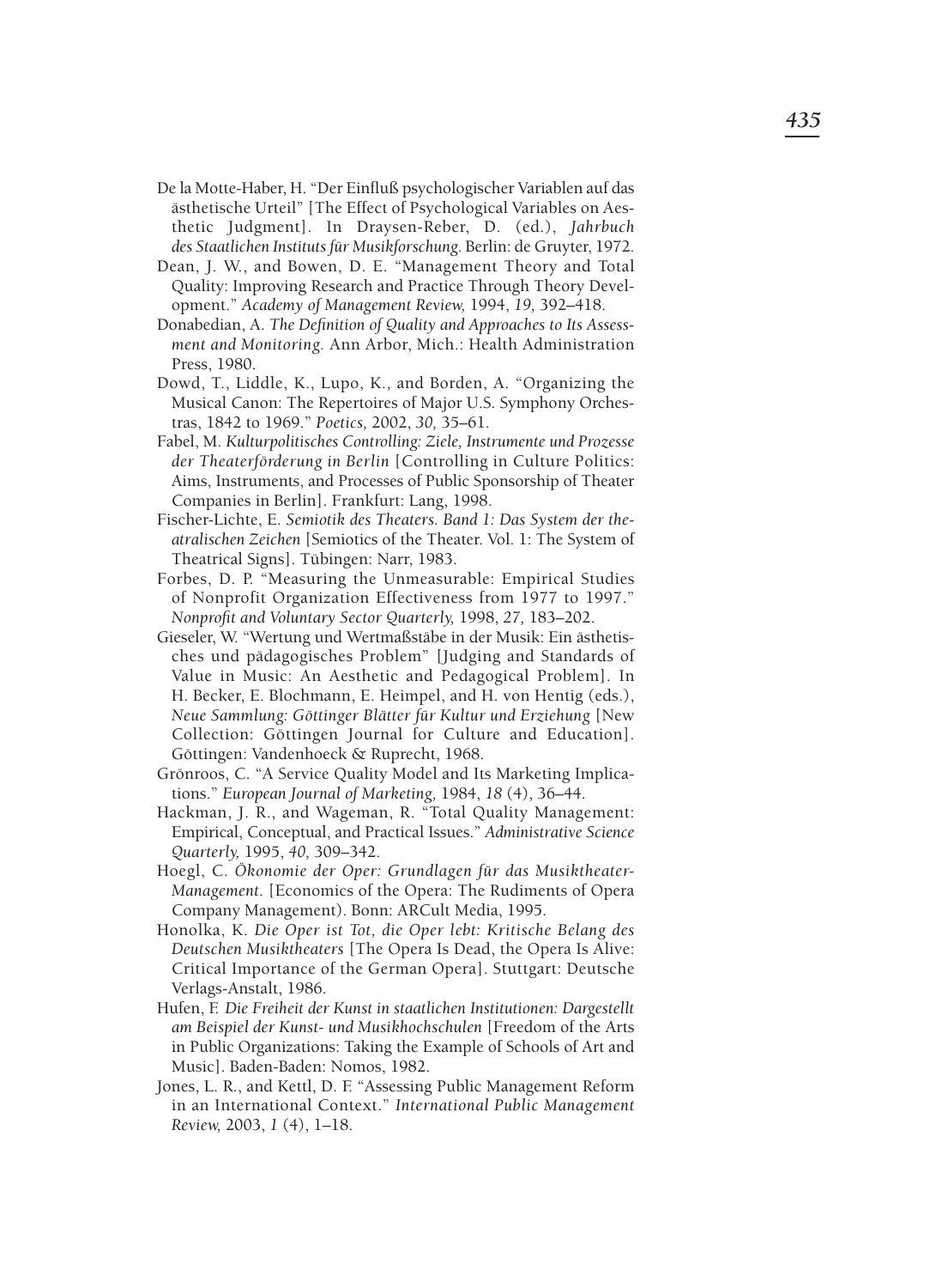De la Motte-Haber, H. "Der Einfluß psychologischer Variablen auf das ästhetische Urteil" [The Effect of Psychological Variables on Aesthetic Judgment]. In Draysen-Reber, D. (ed.), *Jahrbuch des Staatlichen Instituts für Musikforschung.* Berlin: de Gruyter, 1972.

Dean, J. W., and Bowen, D. E. "Management Theory and Total Quality: Improving Research and Practice Through Theory Development." *Academy of Management Review,* 1994, *19,* 392–418.

Donabedian, A. *The Definition of Quality and Approaches to Its Assessment and Monitoring.* Ann Arbor, Mich.: Health Administration Press, 1980.

Dowd, T., Liddle, K., Lupo, K., and Borden, A. "Organizing the Musical Canon: The Repertoires of Major U.S. Symphony Orchestras, 1842 to 1969." *Poetics,* 2002, *30,* 35–61.

Fabel, M. *Kulturpolitisches Controlling: Ziele, Instrumente und Prozesse der Theaterförderung in Berlin* [Controlling in Culture Politics: Aims, Instruments, and Processes of Public Sponsorship of Theater Companies in Berlin]. Frankfurt: Lang, 1998.

Fischer-Lichte, E. *Semiotik des Theaters. Band 1: Das System der theatralischen Zeichen* [Semiotics of the Theater. Vol. 1: The System of Theatrical Signs]. Tübingen: Narr, 1983.

Forbes, D. P. "Measuring the Unmeasurable: Empirical Studies of Nonprofit Organization Effectiveness from 1977 to 1997." *Nonprofit and Voluntary Sector Quarterly,* 1998, *27,* 183–202.

Gieseler, W. "Wertung und Wertmaßstäbe in der Musik: Ein ästhetisches und pädagogisches Problem" [Judging and Standards of Value in Music: An Aesthetic and Pedagogical Problem]. In H. Becker, E. Blochmann, E. Heimpel, and H. von Hentig (eds.), *Neue Sammlung: Göttinger Blätter für Kultur und Erziehung* [New Collection: Göttingen Journal for Culture and Education]. Göttingen: Vandenhoeck & Ruprecht, 1968.

Grönroos, C. "A Service Quality Model and Its Marketing Implications." *European Journal of Marketing,* 1984, *18* (4), 36–44.

Hackman, J. R., and Wageman, R. "Total Quality Management: Empirical, Conceptual, and Practical Issues." *Administrative Science Quarterly,* 1995, *40,* 309–342.

Hoegl, C. *Ökonomie der Oper: Grundlagen für das Musiktheater-Management.* [Economics of the Opera: The Rudiments of Opera Company Management). Bonn: ARCult Media, 1995.

Honolka, K. *Die Oper ist Tot, die Oper lebt: Kritische Belang des Deutschen Musiktheaters* [The Opera Is Dead, the Opera Is Alive: Critical Importance of the German Opera]. Stuttgart: Deutsche Verlags-Anstalt, 1986.

Hufen, F. *Die Freiheit der Kunst in staatlichen Institutionen: Dargestellt am Beispiel der Kunst- und Musikhochschulen* [Freedom of the Arts in Public Organizations: Taking the Example of Schools of Art and Music]. Baden-Baden: Nomos, 1982.

Jones, L. R., and Kettl, D. F. "Assessing Public Management Reform in an International Context." *International Public Management Review,* 2003, *1* (4), 1–18.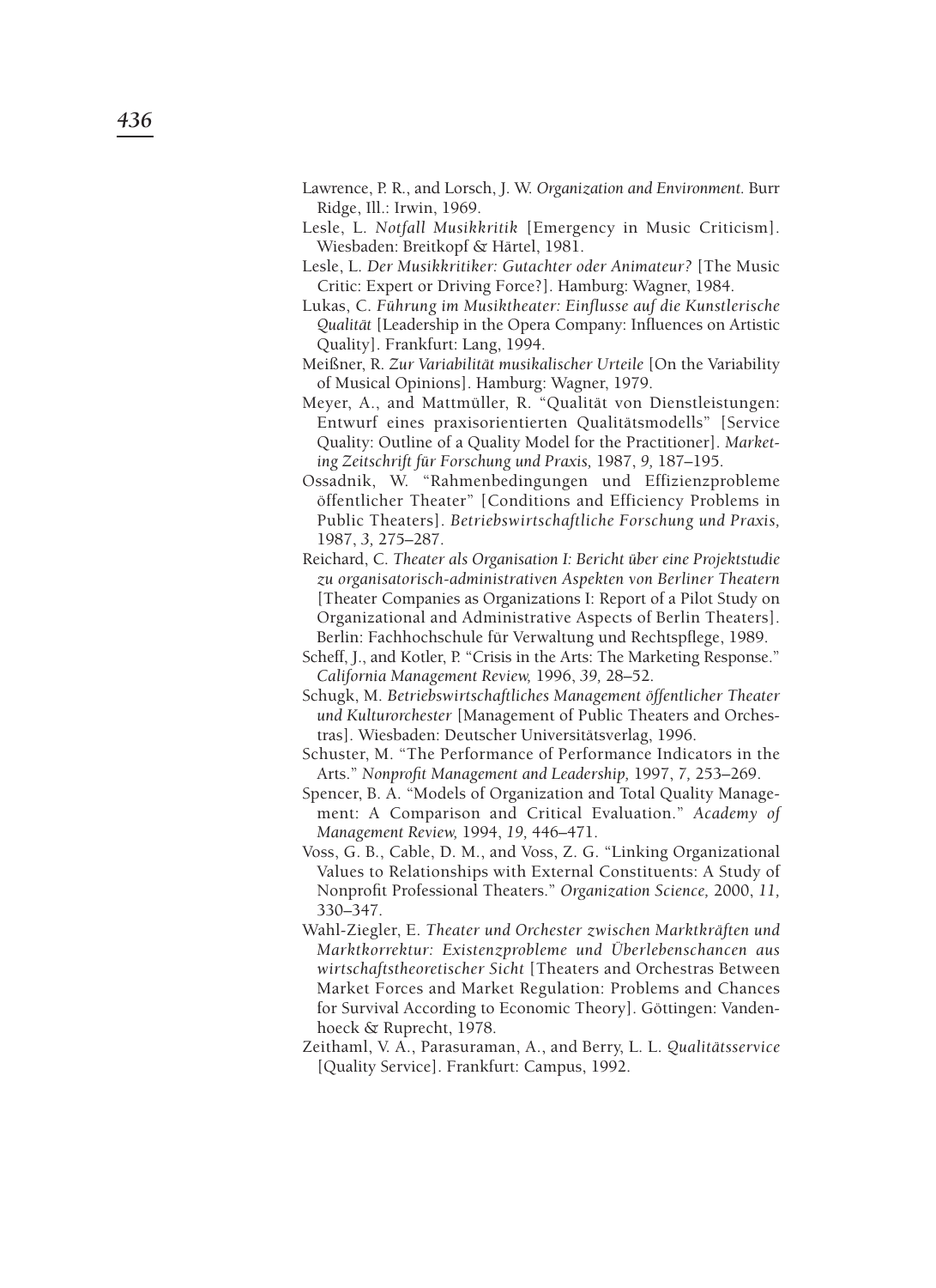Lawrence, P. R., and Lorsch, J. W. *Organization and Environment.* Burr Ridge, Ill.: Irwin, 1969.

Lesle, L. *Notfall Musikkritik* [Emergency in Music Criticism]. Wiesbaden: Breitkopf & Härtel, 1981.

Lesle, L. *Der Musikkritiker: Gutachter oder Animateur?* [The Music Critic: Expert or Driving Force?]. Hamburg: Wagner, 1984.

Lukas, C. *Führung im Musiktheater: Einflusse auf die Kunstlerische Qualität* [Leadership in the Opera Company: Influences on Artistic Quality]. Frankfurt: Lang, 1994.

Meißner, R. *Zur Variabilität musikalischer Urteile* [On the Variability of Musical Opinions]. Hamburg: Wagner, 1979.

Meyer, A., and Mattmüller, R. "Qualität von Dienstleistungen: Entwurf eines praxisorientierten Qualitätsmodells" [Service Quality: Outline of a Quality Model for the Practitioner]. *Marketing Zeitschrift für Forschung und Praxis,* 1987, *9,* 187–195.

Ossadnik, W. "Rahmenbedingungen und Effizienzprobleme öffentlicher Theater" [Conditions and Efficiency Problems in Public Theaters]. *Betriebswirtschaftliche Forschung und Praxis,* 1987, *3,* 275–287.

Reichard, C. *Theater als Organisation I: Bericht über eine Projektstudie zu organisatorisch-administrativen Aspekten von Berliner Theatern* [Theater Companies as Organizations I: Report of a Pilot Study on Organizational and Administrative Aspects of Berlin Theaters]. Berlin: Fachhochschule für Verwaltung und Rechtspflege, 1989.

Scheff, J., and Kotler, P. "Crisis in the Arts: The Marketing Response." *California Management Review,* 1996, *39,* 28–52.

Schugk, M. *Betriebswirtschaftliches Management öffentlicher Theater und Kulturorchester* [Management of Public Theaters and Orchestras]. Wiesbaden: Deutscher Universitätsverlag, 1996.

Schuster, M. "The Performance of Performance Indicators in the Arts." *Nonprofit Management and Leadership,* 1997, *7,* 253–269.

Spencer, B. A. "Models of Organization and Total Quality Management: A Comparison and Critical Evaluation." *Academy of Management Review,* 1994, *19,* 446–471.

Voss, G. B., Cable, D. M., and Voss, Z. G. "Linking Organizational Values to Relationships with External Constituents: A Study of Nonprofit Professional Theaters." *Organization Science,* 2000, *11,* 330–347.

Wahl-Ziegler, E. *Theater und Orchester zwischen Marktkräften und Marktkorrektur: Existenzprobleme und Überlebenschancen aus wirtschaftstheoretischer Sicht* [Theaters and Orchestras Between Market Forces and Market Regulation: Problems and Chances for Survival According to Economic Theory]. Göttingen: Vandenhoeck & Ruprecht, 1978.

Zeithaml, V. A., Parasuraman, A., and Berry, L. L. *Qualitätsservice* [Quality Service]. Frankfurt: Campus, 1992.